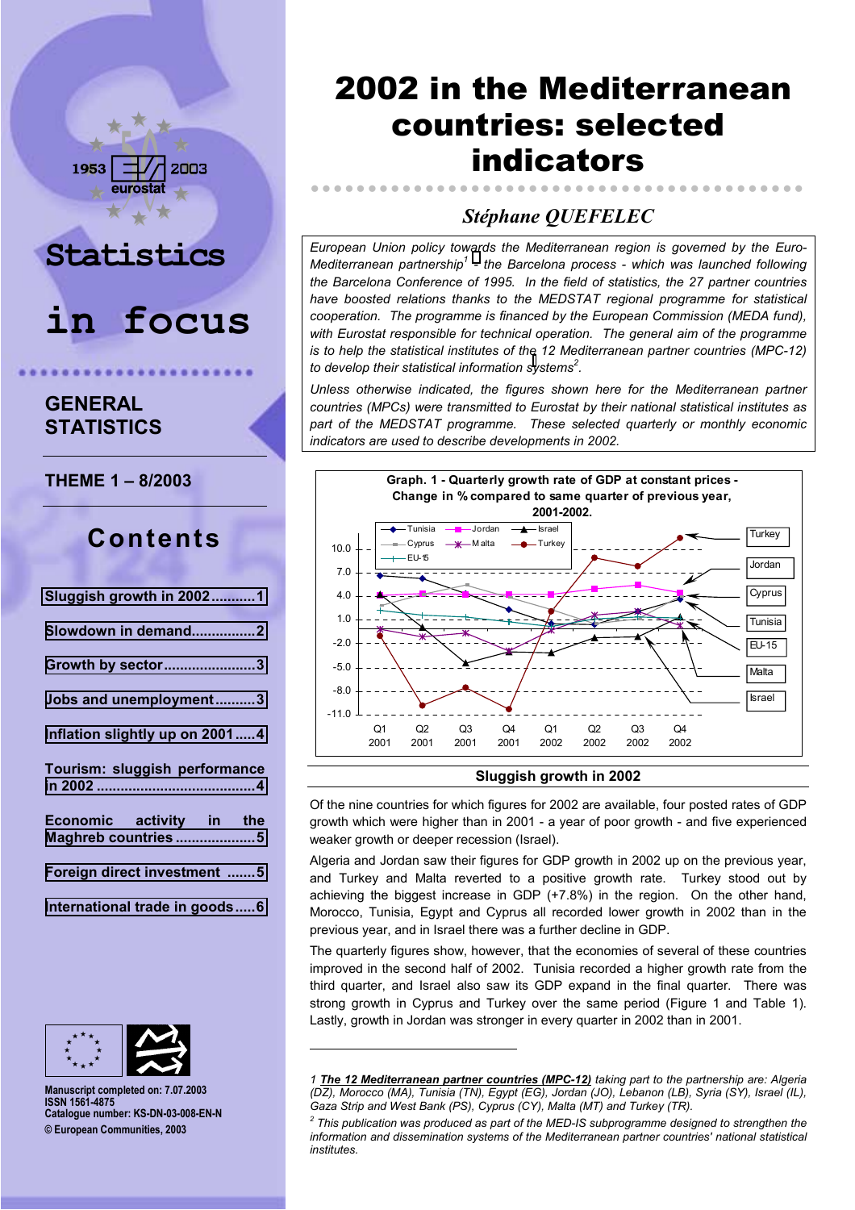# 2002 in the Mediterranean countries: selected indicators

*Stéphane QUEFELEC*

Statistics in focus

GENERAL STATISTICS

THEME 1 – 8/2003

## Contents

- Sluggish growth in 2002 ........... 1
- Slowdown in demand ................ 2
- Growth by sector ....................... 3
- Jobs and unemployment ............ 3
- Inflation slightly up on 2001 ...... 4
- Tourism: sluggish performance in 2002 ........................................ 4
- Economic activity in the Maghreb countries .................... 5
- Foreign direct investment ....... 5
- International trade in goods ..... 6

Manuscript completed on: 7.07.2003
ISSN 1561-4875
Catalogue number: KS-DN-03-008-EN-N
© European Communities, 2003

*European Union policy towards the Mediterranean region is governed by the Euro-Mediterranean partnership[1] - the Barcelona process - which was launched following the Barcelona Conference of 1995. In the field of statistics, the 27 partner countries have boosted relations thanks to the MEDSTAT regional programme for statistical cooperation. The programme is financed by the European Commission (MEDA fund), with Eurostat responsible for technical operation. The general aim of the programme is to help the statistical institutes of the 12 Mediterranean partner countries (MPC-12) to develop their statistical information systems[2].*

*Unless otherwise indicated, the figures shown here for the Mediterranean partner countries (MPCs) were transmitted to Eurostat by their national statistical institutes as part of the MEDSTAT programme. These selected quarterly or monthly economic indicators are used to describe developments in 2002.*

**Graph. 1 - Quarterly growth rate of GDP at constant prices - Change in % compared to same quarter of previous year, 2001-2002.**

## Sluggish growth in 2002

Of the nine countries for which figures for 2002 are available, four posted rates of GDP growth which were higher than in 2001 - a year of poor growth - and five experienced weaker growth or deeper recession (Israel).

Algeria and Jordan saw their figures for GDP growth in 2002 up on the previous year, and Turkey and Malta reverted to a positive growth rate. Turkey stood out by achieving the biggest increase in GDP (+7.8%) in the region. On the other hand, Morocco, Tunisia, Egypt and Cyprus all recorded lower growth in 2002 than in the previous year, and in Israel there was a further decline in GDP.

The quarterly figures show, however, that the economies of several of these countries improved in the second half of 2002. Tunisia recorded a higher growth rate from the third quarter, and Israel also saw its GDP expand in the final quarter. There was strong growth in Cyprus and Turkey over the same period (Figure 1 and Table 1). Lastly, growth in Jordan was stronger in every quarter in 2002 than in 2001.

---

1 ***The 12 Mediterranean partner countries (MPC-12)*** *taking part to the partnership are: Algeria (DZ), Morocco (MA), Tunisia (TN), Egypt (EG), Jordan (JO), Lebanon (LB), Syria (SY), Israel (IL), Gaza Strip and West Bank (PS), Cyprus (CY), Malta (MT) and Turkey (TR).*

2 *This publication was produced as part of the MED-IS subprogramme designed to strengthen the information and dissemination systems of the Mediterranean partner countries' national statistical institutes.*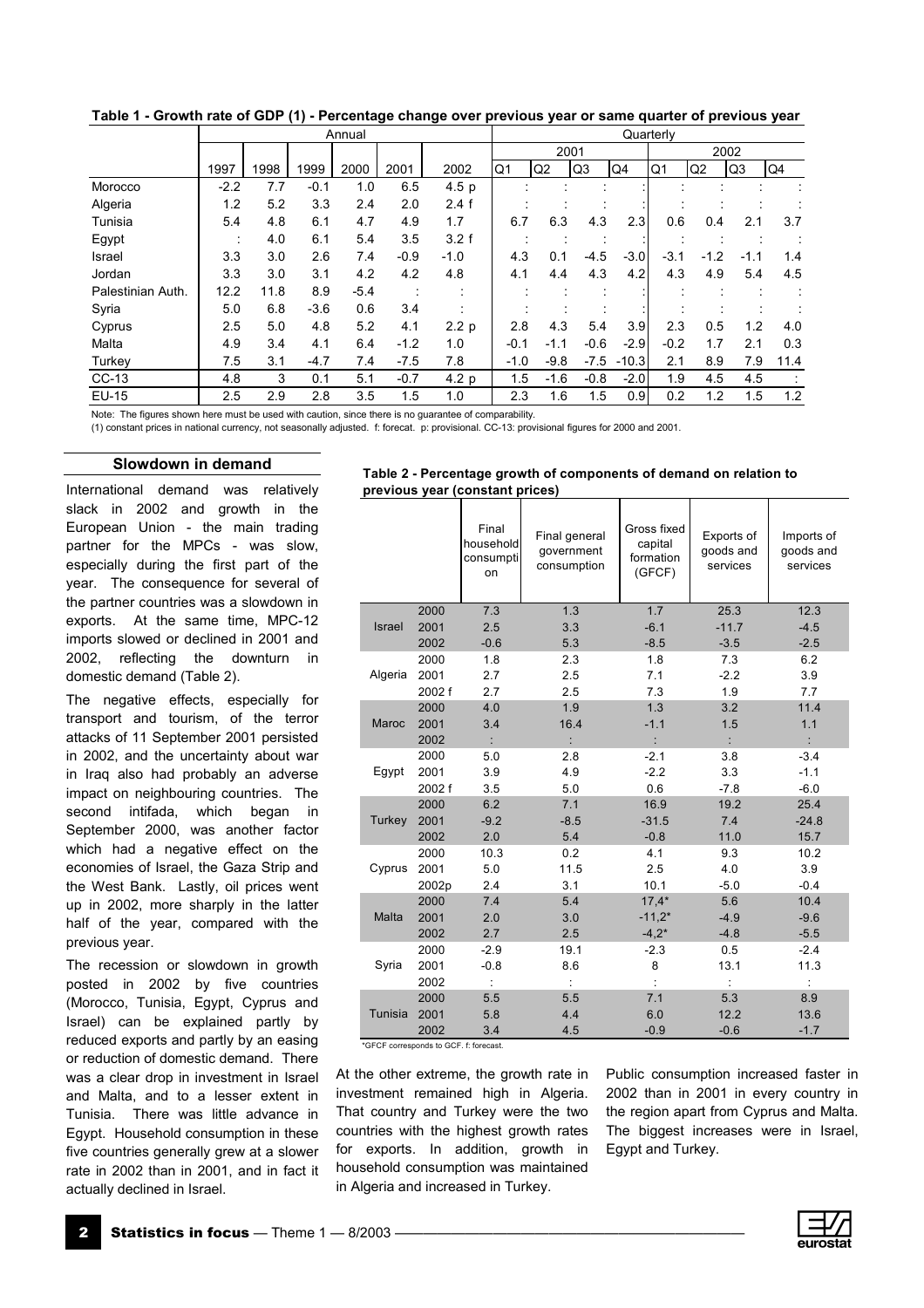**Table 1 - Growth rate of GDP (1) - Percentage change over previous year or same quarter of previous year**

| | Annual | | | | | | Quarterly | | | | | | | |
|---|---|---|---|---|---|---|---|---|---|---|---|---|---|---|
| | | | | | | | 2001 | | | | 2002 | | | |
| | 1997 | 1998 | 1999 | 2000 | 2001 | 2002 | Q1 | Q2 | Q3 | Q4 | Q1 | Q2 | Q3 | Q4 |
| Morocco | -2.2 | 7.7 | -0.1 | 1.0 | 6.5 | 4.5 p | : | : | : | : | : | : | : | : |
| Algeria | 1.2 | 5.2 | 3.3 | 2.4 | 2.0 | 2.4 f | : | : | : | : | : | : | : | : |
| Tunisia | 5.4 | 4.8 | 6.1 | 4.7 | 4.9 | 1.7 | 6.7 | 6.3 | 4.3 | 2.3 | 0.6 | 0.4 | 2.1 | 3.7 |
| Egypt | : | 4.0 | 6.1 | 5.4 | 3.5 | 3.2 f | : | : | : | : | : | : | : | : |
| Israel | 3.3 | 3.0 | 2.6 | 7.4 | -0.9 | -1.0 | 4.3 | 0.1 | -4.5 | -3.0 | -3.1 | -1.2 | -1.1 | 1.4 |
| Jordan | 3.3 | 3.0 | 3.1 | 4.2 | 4.2 | 4.8 | 4.1 | 4.4 | 4.3 | 4.2 | 4.3 | 4.9 | 5.4 | 4.5 |
| Palestinian Auth. | 12.2 | 11.8 | 8.9 | -5.4 | : | : | : | : | : | : | : | : | : | : |
| Syria | 5.0 | 6.8 | -3.6 | 0.6 | 3.4 | : | : | : | : | : | : | : | : | : |
| Cyprus | 2.5 | 5.0 | 4.8 | 5.2 | 4.1 | 2.2 p | 2.8 | 4.3 | 5.4 | 3.9 | 2.3 | 0.5 | 1.2 | 4.0 |
| Malta | 4.9 | 3.4 | 4.1 | 6.4 | -1.2 | 1.0 | -0.1 | -1.1 | -0.6 | -2.9 | -0.2 | 1.7 | 2.1 | 0.3 |
| Turkey | 7.5 | 3.1 | -4.7 | 7.4 | -7.5 | 7.8 | -1.0 | -9.8 | -7.5 | -10.3 | 2.1 | 8.9 | 7.9 | 11.4 |
| CC-13 | 4.8 | 3 | 0.1 | 5.1 | -0.7 | 4.2 p | 1.5 | -1.6 | -0.8 | -2.0 | 1.9 | 4.5 | 4.5 | : |
| EU-15 | 2.5 | 2.9 | 2.8 | 3.5 | 1.5 | 1.0 | 2.3 | 1.6 | 1.5 | 0.9 | 0.2 | 1.2 | 1.5 | 1.2 |

Note: The figures shown here must be used with caution, since there is no guarantee of comparability.
(1) constant prices in national currency, not seasonally adjusted. f: forecat. p: provisional. CC-13: provisional figures for 2000 and 2001.

## Slowdown in demand

International demand was relatively slack in 2002 and growth in the European Union - the main trading partner for the MPCs - was slow, especially during the first part of the year. The consequence for several of the partner countries was a slowdown in exports. At the same time, MPC-12 imports slowed or declined in 2001 and 2002, reflecting the downturn in domestic demand (Table 2).

The negative effects, especially for transport and tourism, of the terror attacks of 11 September 2001 persisted in 2002, and the uncertainty about war in Iraq also had probably an adverse impact on neighbouring countries. The second intifada, which began in September 2000, was another factor which had a negative effect on the economies of Israel, the Gaza Strip and the West Bank. Lastly, oil prices went up in 2002, more sharply in the latter half of the year, compared with the previous year.

The recession or slowdown in growth posted in 2002 by five countries (Morocco, Tunisia, Egypt, Cyprus and Israel) can be explained partly by reduced exports and partly by an easing or reduction of domestic demand. There was a clear drop in investment in Israel and Malta, and to a lesser extent in Tunisia. There was little advance in Egypt. Household consumption in these five countries generally grew at a slower rate in 2002 than in 2001, and in fact it actually declined in Israel.

**Table 2 - Percentage growth of components of demand on relation to previous year (constant prices)**

| | | Final household consumption | Final general government consumption | Gross fixed capital formation (GFCF) | Exports of goods and services | Imports of goods and services |
|---|---|---|---|---|---|---|
| Israel | 2000 | 7.3 | 1.3 | 1.7 | 25.3 | 12.3 |
| | 2001 | 2.5 | 3.3 | -6.1 | -11.7 | -4.5 |
| | 2002 | -0.6 | 5.3 | -8.5 | -3.5 | -2.5 |
| Algeria | 2000 | 1.8 | 2.3 | 1.8 | 7.3 | 6.2 |
| | 2001 | 2.7 | 2.5 | 7.1 | -2.2 | 3.9 |
| | 2002 f | 2.7 | 2.5 | 7.3 | 1.9 | 7.7 |
| Maroc | 2000 | 4.0 | 1.9 | 1.3 | 3.2 | 11.4 |
| | 2001 | 3.4 | 16.4 | -1.1 | 1.5 | 1.1 |
| | 2002 | : | : | : | : | : |
| Egypt | 2000 | 5.0 | 2.8 | -2.1 | 3.8 | -3.4 |
| | 2001 | 3.9 | 4.9 | -2.2 | 3.3 | -1.1 |
| | 2002 f | 3.5 | 5.0 | 0.6 | -7.8 | -6.0 |
| Turkey | 2000 | 6.2 | 7.1 | 16.9 | 19.2 | 25.4 |
| | 2001 | -9.2 | -8.5 | -31.5 | 7.4 | -24.8 |
| | 2002 | 2.0 | 5.4 | -0.8 | 11.0 | 15.7 |
| Cyprus | 2000 | 10.3 | 0.2 | 4.1 | 9.3 | 10.2 |
| | 2001 | 5.0 | 11.5 | 2.5 | 4.0 | 3.9 |
| | 2002p | 2.4 | 3.1 | 10.1 | -5.0 | -0.4 |
| Malta | 2000 | 7.4 | 5.4 | 17,4* | 5.6 | 10.4 |
| | 2001 | 2.0 | 3.0 | -11,2* | -4.9 | -9.6 |
| | 2002 | 2.7 | 2.5 | -4,2* | -4.8 | -5.5 |
| Syria | 2000 | -2.9 | 19.1 | -2.3 | 0.5 | -2.4 |
| | 2001 | -0.8 | 8.6 | 8 | 13.1 | 11.3 |
| | 2002 | : | : | : | : | : |
| Tunisia | 2000 | 5.5 | 5.5 | 7.1 | 5.3 | 8.9 |
| | 2001 | 5.8 | 4.4 | 6.0 | 12.2 | 13.6 |
| | 2002 | 3.4 | 4.5 | -0.9 | -0.6 | -1.7 |

*GFCF corresponds to GCF. f: forecast.

At the other extreme, the growth rate in investment remained high in Algeria. That country and Turkey were the two countries with the highest growth rates for exports. In addition, growth in household consumption was maintained in Algeria and increased in Turkey.

Public consumption increased faster in 2002 than in 2001 in every country in the region apart from Cyprus and Malta. The biggest increases were in Israel, Egypt and Turkey.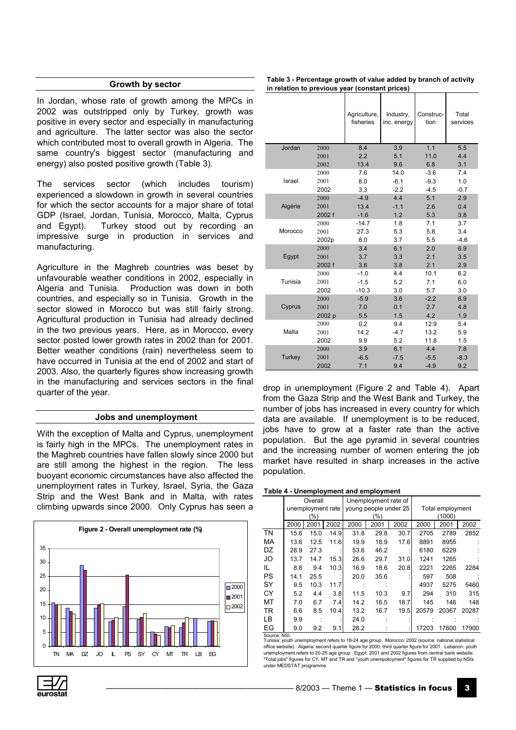## Growth by sector

In Jordan, whose rate of growth among the MPCs in 2002 was outstripped only by Turkey, growth was positive in every sector and especially in manufacturing and agriculture. The latter sector was also the sector which contributed most to overall growth in Algeria. The same country's biggest sector (manufacturing and energy) also posted positive growth (Table 3).

The services sector (which includes tourism) experienced a slowdown in growth in several countries for which the sector accounts for a major share of total GDP (Israel, Jordan, Tunisia, Morocco, Malta, Cyprus and Egypt). Turkey stood out by recording an impressive surge in production in services and manufacturing.

Agriculture in the Maghreb countries was beset by unfavourable weather conditions in 2002, especially in Algeria and Tunisia. Production was down in both countries, and especially so in Tunisia. Growth in the sector slowed in Morocco but was still fairly strong. Agricultural production in Tunisia had already declined in the two previous years. Here, as in Morocco, every sector posted lower growth rates in 2002 than for 2001. Better weather conditions (rain) nevertheless seem to have occurred in Tunisia at the end of 2002 and start of 2003. Also, the quarterly figures show increasing growth in the manufacturing and services sectors in the final quarter of the year.

**Table 3 - Percentage growth of value added by branch of activity in relation to previous year (constant prices)**

| | | Agriculture, fisheries | Industry, inc. energy | Construc-tion | Total services |
|---|---|---|---|---|---|
| Jordan | 2000 | 8.4 | 3.9 | 1.1 | 5.5 |
| | 2001 | 2.2 | 5.1 | 11.0 | 4.4 |
| | 2002 | 13.4 | 9.6 | 6.8 | 3.1 |
| Israel | 2000 | 7.6 | 14.0 | -3.6 | 7.4 |
| | 2001 | 8.0 | -6.1 | -9.3 | 1.0 |
| | 2002 | 3.3 | -2.2 | -4.5 | -0.7 |
| Algérie | 2000 | -4.9 | 4.4 | 5.1 | 2.9 |
| | 2001 | 13.4 | -1.1 | 2.6 | 0.4 |
| | 2002 f | -1.6 | 1.2 | 5.3 | 3.8 |
| Morocco | 2000 | -14.7 | 1.8 | 7.1 | 3.7 |
| | 2001 | 27.3 | 5.3 | 5.8 | 3.4 |
| | 2002p | 8.0 | 3.7 | 5.5 | -4.6 |
| Egypt | 2000 | 3.4 | 6.1 | 2.0 | 6.9 |
| | 2001 | 3.7 | 3.3 | 2.1 | 3.5 |
| | 2002 f | 3.6 | 3.8 | 2.1 | 2.9 |
| Tunisia | 2000 | -1.0 | 4.4 | 10.1 | 6.2 |
| | 2001 | -1.5 | 5.2 | 7.1 | 6.0 |
| | 2002 | -10.3 | 3.0 | 5.7 | 3.0 |
| Cyprus | 2000 | -5.9 | 3.6 | -2.2 | 6.9 |
| | 2001 | 7.0 | 0.1 | 2.7 | 4.8 |
| | 2002 p | 5.5 | 1.5 | 4.2 | 1.9 |
| Malta | 2000 | 0.2 | 9.4 | 12.9 | 5.4 |
| | 2001 | 14.2 | -4.7 | 13.2 | 5.9 |
| | 2002 | 9.9 | 5.2 | 11.8 | 1.5 |
| Turkey | 2000 | 3.9 | 6.1 | 4.4 | 7.8 |
| | 2001 | -6.5 | -7.5 | -5.5 | -8.3 |
| | 2002 | 7.1 | 9.4 | -4.9 | 9.2 |

## Jobs and unemployment

With the exception of Malta and Cyprus, unemployment is fairly high in the MPCs. The unemployment rates in the Maghreb countries have fallen slowly since 2000 but are still among the highest in the region. The less buoyant economic circumstances have also affected the unemployment rates in Turkey, Israel, Syria, the Gaza Strip and the West Bank and in Malta, with rates climbing upwards since 2000. Only Cyprus has seen a drop in unemployment (Figure 2 and Table 4). Apart from the Gaza Strip and the West Bank and Turkey, the number of jobs has increased in every country for which data are available. If unemployment is to be reduced, jobs have to grow at a faster rate than the active population. But the age pyramid in several countries and the increasing number of women entering the job market have resulted in sharp increases in the active population.

**Figure 2 - Overall unemployment rate (%)**

**Table 4 - Unemployment and employment**

| | Overall unemployment rate (%) | | | Unemployment rate of young people under 25 (%) | | | Total employment (1000) | | |
|---|---|---|---|---|---|---|---|---|---|
| | 2000 | 2001 | 2002 | 2000 | 2001 | 2002 | 2000 | 2001 | 2002 |
| TN | 15.6 | 15.0 | 14.9 | 31.8 | 29.8 | 30.7 | 2705 | 2789 | 2852 |
| MA | 13.6 | 12.5 | 11.6 | 19.9 | 18.9 | 17.6 | 8891 | 8955 | : |
| DZ | 28.9 | 27.3 | : | 53.6 | 46.2 | : | 6180 | 6229 | : |
| JO | 13.7 | 14.7 | 15.3 | 26.6 | 29.7 | 31.0 | 1241 | 1265 | : |
| IL | 8.8 | 9.4 | 10.3 | 16.9 | 18.6 | 20.8 | 2221 | 2265 | 2284 |
| PS | 14.1 | 25.5 | : | 20.0 | 35.6 | : | 597 | 508 | : |
| SY | 9.5 | 10.3 | 11.7 | : | : | : | 4937 | 5275 | 5460 |
| CY | 5.2 | 4.4 | 3.8 | 11.5 | 10.3 | 9.7 | 294 | 310 | 315 |
| MT | 7.0 | 6.7 | 7.4 | 14.2 | 16.5 | 18.7 | 145 | 146 | 148 |
| TR | 6.6 | 8.5 | 10.4 | 13.2 | 16.7 | 19.5 | 20579 | 20367 | 20287 |
| LB | 9.9 | : | : | 24.0 | : | : | : | : | : |
| EG | 9.0 | 9.2 | 9.1 | 28.2 | : | : | 17203 | 17600 | 17900 |

Source: NSI.
Tunisia: youth unemployment refers to 18-24 age group. Morocco: 2002 (source: national statistical office website). Algeria: second quarter figure for 2000, third quarter figure for 2001. Lebanon: youth unemployment refers to 20-25 age group. Egypt: 2001 and 2002 figures from central bank website. "Total jobs" figures for CY, MT and TR and "youth unempoloyment" figures for TR supplied by NSIs under MEDSTAT programme.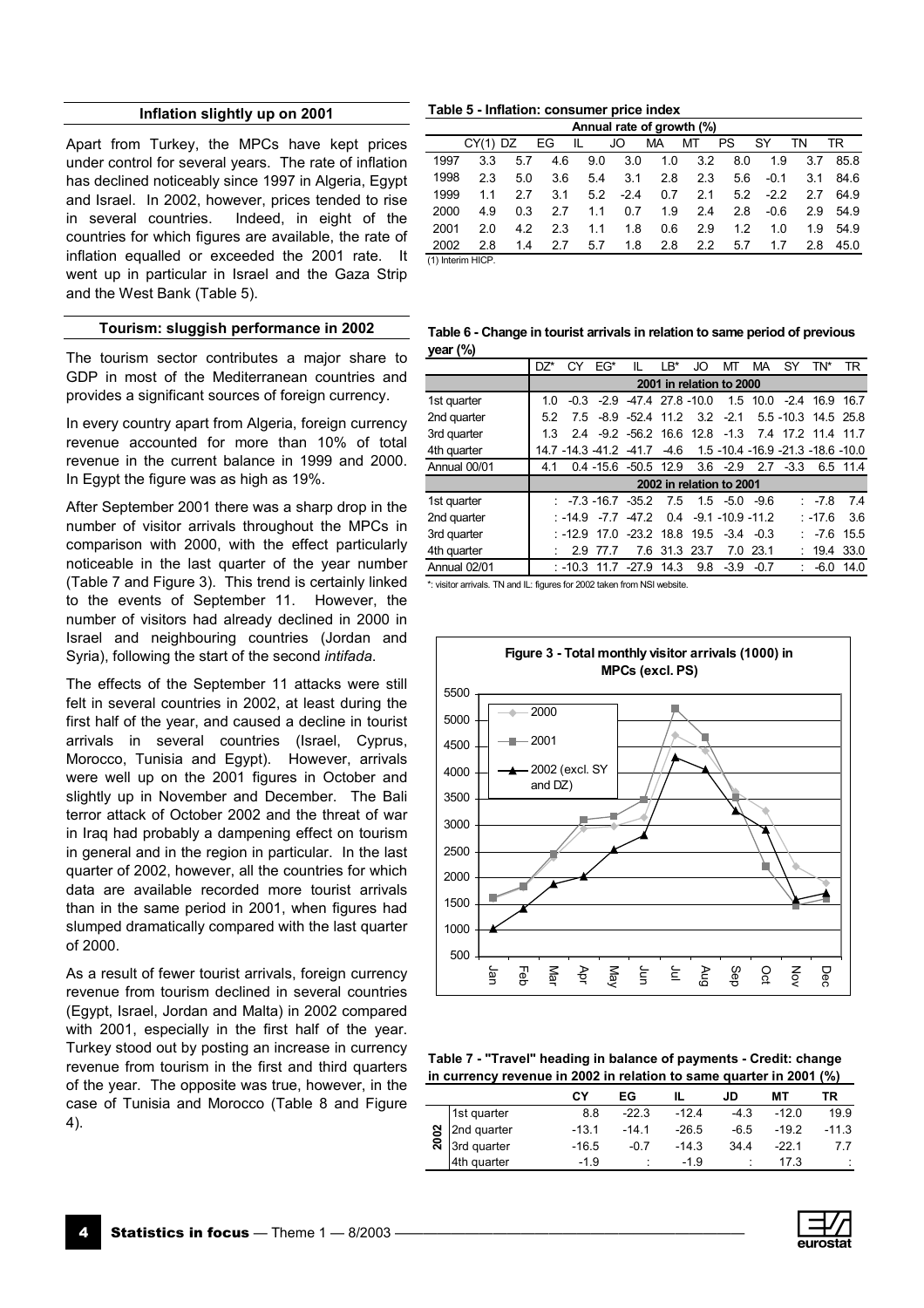## Inflation slightly up on 2001

Apart from Turkey, the MPCs have kept prices under control for several years. The rate of inflation has declined noticeably since 1997 in Algeria, Egypt and Israel. In 2002, however, prices tended to rise in several countries. Indeed, in eight of the countries for which figures are available, the rate of inflation equalled or exceeded the 2001 rate. It went up in particular in Israel and the Gaza Strip and the West Bank (Table 5).

**Table 5 - Inflation: consumer price index**

| | Annual rate of growth (%) | | | | | | | | | | |
|---|---|---|---|---|---|---|---|---|---|---|---|
| | CY(1) | DZ | EG | IL | JO | MA | MT | PS | SY | TN | TR |
| 1997 | 3.3 | 5.7 | 4.6 | 9.0 | 3.0 | 1.0 | 3.2 | 8.0 | 1.9 | 3.7 | 85.8 |
| 1998 | 2.3 | 5.0 | 3.6 | 5.4 | 3.1 | 2.8 | 2.3 | 5.6 | -0.1 | 3.1 | 84.6 |
| 1999 | 1.1 | 2.7 | 3.1 | 5.2 | -2.4 | 0.7 | 2.1 | 5.2 | -2.2 | 2.7 | 64.9 |
| 2000 | 4.9 | 0.3 | 2.7 | 1.1 | 0.7 | 1.9 | 2.4 | 2.8 | -0.6 | 2.9 | 54.9 |
| 2001 | 2.0 | 4.2 | 2.3 | 1.1 | 1.8 | 0.6 | 2.9 | 1.2 | 1.0 | 1.9 | 54.9 |
| 2002 | 2.8 | 1.4 | 2.7 | 5.7 | 1.8 | 2.8 | 2.2 | 5.7 | 1.7 | 2.8 | 45.0 |

(1) Interim HICP.

## Tourism: sluggish performance in 2002

The tourism sector contributes a major share to GDP in most of the Mediterranean countries and provides a significant sources of foreign currency.

In every country apart from Algeria, foreign currency revenue accounted for more than 10% of total revenue in the current balance in 1999 and 2000. In Egypt the figure was as high as 19%.

After September 2001 there was a sharp drop in the number of visitor arrivals throughout the MPCs in comparison with 2000, with the effect particularly noticeable in the last quarter of the year number (Table 7 and Figure 3). This trend is certainly linked to the events of September 11. However, the number of visitors had already declined in 2000 in Israel and neighbouring countries (Jordan and Syria), following the start of the second *intifada*.

The effects of the September 11 attacks were still felt in several countries in 2002, at least during the first half of the year, and caused a decline in tourist arrivals in several countries (Israel, Cyprus, Morocco, Tunisia and Egypt). However, arrivals were well up on the 2001 figures in October and slightly up in November and December. The Bali terror attack of October 2002 and the threat of war in Iraq had probably a dampening effect on tourism in general and in the region in particular. In the last quarter of 2002, however, all the countries for which data are available recorded more tourist arrivals than in the same period in 2001, when figures had slumped dramatically compared with the last quarter of 2000.

As a result of fewer tourist arrivals, foreign currency revenue from tourism declined in several countries (Egypt, Israel, Jordan and Malta) in 2002 compared with 2001, especially in the first half of the year. Turkey stood out by posting an increase in currency revenue from tourism in the first and third quarters of the year. The opposite was true, however, in the case of Tunisia and Morocco (Table 8 and Figure 4).

**Table 6 - Change in tourist arrivals in relation to same period of previous year (%)**

| | DZ* | CY | EG* | IL | LB* | JO | MT | MA | SY | TN* | TR |
|---|---|---|---|---|---|---|---|---|---|---|---|
| | 2001 in relation to 2000 | | | | | | | | | | |
| 1st quarter | 1.0 | -0.3 | -2.9 | -47.4 | 27.8 | -10.0 | 1.5 | 10.0 | -2.4 | 16.9 | 16.7 |
| 2nd quarter | 5.2 | 7.5 | -8.9 | -52.4 | 11.2 | 3.2 | -2.1 | 5.5 | -10.3 | 14.5 | 25.8 |
| 3rd quarter | 1.3 | 2.4 | -9.2 | -56.2 | 16.6 | 12.8 | -1.3 | 7.4 | 17.2 | 11.4 | 11.7 |
| 4th quarter | 14.7 | -14.3 | -41.2 | -41.7 | -4.6 | 1.5 | -10.4 | -16.9 | -21.3 | -18.6 | -10.0 |
| Annual 00/01 | 4.1 | 0.4 | -15.6 | -50.5 | 12.9 | 3.6 | -2.9 | 2.7 | -3.3 | 6.5 | 11.4 |
| | 2002 in relation to 2001 | | | | | | | | | | |
| 1st quarter | : | -7.3 | -16.7 | -35.2 | 7.5 | 1.5 | -5.0 | -9.6 | : | -7.8 | 7.4 |
| 2nd quarter | : | -14.9 | -7.7 | -47.2 | 0.4 | -9.1 | -10.9 | -11.2 | : | -17.6 | 3.6 |
| 3rd quarter | : | -12.9 | 17.0 | -23.2 | 18.8 | 19.5 | -3.4 | -0.3 | : | -7.6 | 15.5 |
| 4th quarter | : | 2.9 | 77.7 | 7.6 | 31.3 | 23.7 | 7.0 | 23.1 | : | 19.4 | 33.0 |
| Annual 02/01 | : | -10.3 | 11.7 | -27.9 | 14.3 | 9.8 | -3.9 | -0.7 | : | -6.0 | 14.0 |

*: visitor arrivals. TN and IL: figures for 2002 taken from NSI website.

**Figure 3 - Total monthly visitor arrivals (1000) in MPCs (excl. PS)**

**Table 7 - "Travel" heading in balance of payments - Credit: change in currency revenue in 2002 in relation to same quarter in 2001 (%)**

| | | CY | EG | IL | JD | MT | TR |
|---|---|---|---|---|---|---|---|
| 2002 | 1st quarter | 8.8 | -22.3 | -12.4 | -4.3 | -12.0 | 19.9 |
| | 2nd quarter | -13.1 | -14.1 | -26.5 | -6.5 | -19.2 | -11.3 |
| | 3rd quarter | -16.5 | -0.7 | -14.3 | 34.4 | -22.1 | 7.7 |
| | 4th quarter | -1.9 | : | -1.9 | : | 17.3 | : |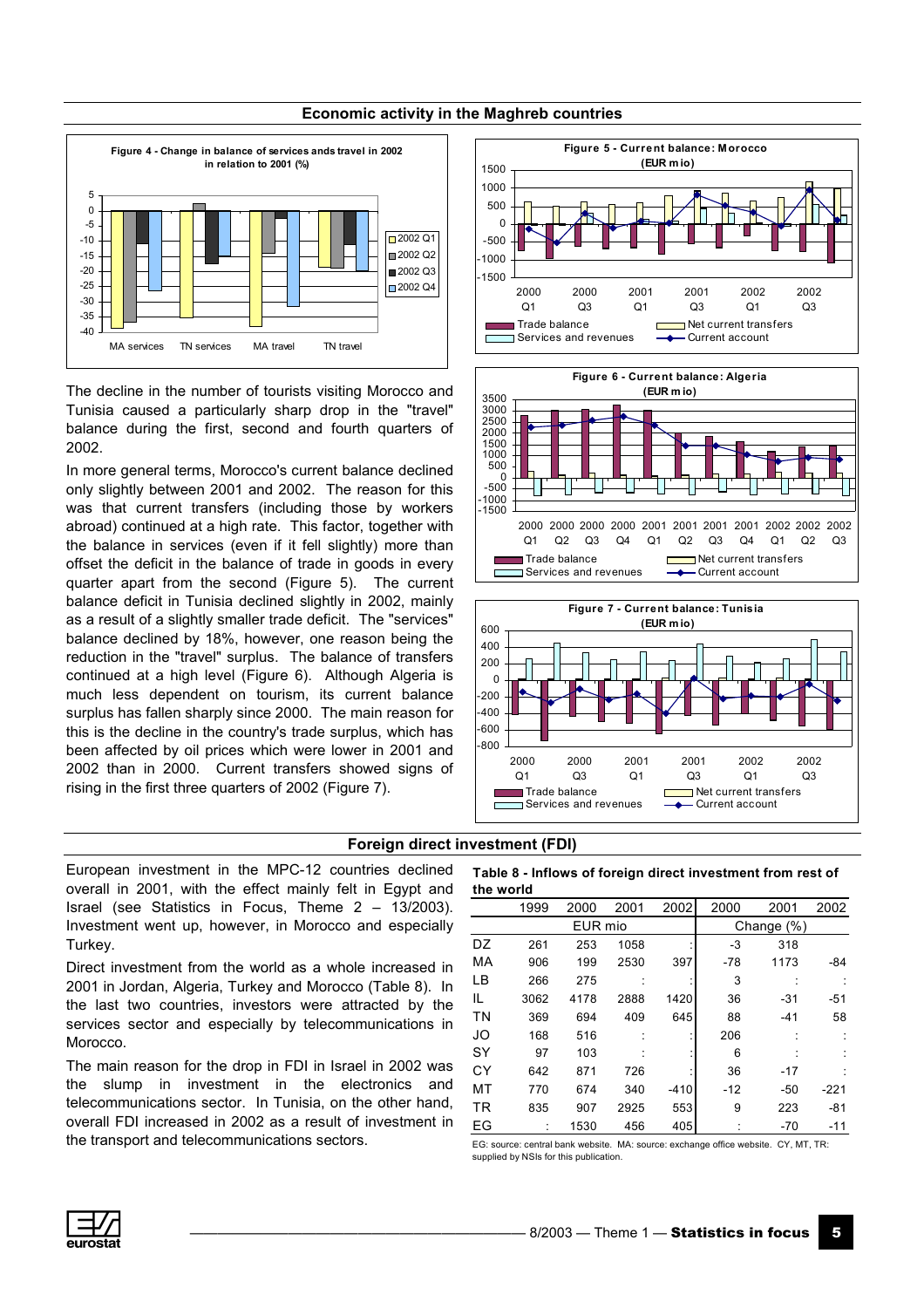## Economic activity in the Maghreb countries

**Figure 4 - Change in balance of services ands travel in 2002 in relation to 2001 (%)**

**Figure 5 - Current balance: Morocco (EUR mio)**

**Figure 6 - Current balance: Algeria (EUR mio)**

**Figure 7 - Current balance: Tunisia (EUR mio)**

The decline in the number of tourists visiting Morocco and Tunisia caused a particularly sharp drop in the "travel" balance during the first, second and fourth quarters of 2002.

In more general terms, Morocco's current balance declined only slightly between 2001 and 2002. The reason for this was that current transfers (including those by workers abroad) continued at a high rate. This factor, together with the balance in services (even if it fell slightly) more than offset the deficit in the balance of trade in goods in every quarter apart from the second (Figure 5). The current balance deficit in Tunisia declined slightly in 2002, mainly as a result of a slightly smaller trade deficit. The "services" balance declined by 18%, however, one reason being the reduction in the "travel" surplus. The balance of transfers continued at a high level (Figure 6). Although Algeria is much less dependent on tourism, its current balance surplus has fallen sharply since 2000. The main reason for this is the decline in the country's trade surplus, which has been affected by oil prices which were lower in 2001 and 2002 than in 2000. Current transfers showed signs of rising in the first three quarters of 2002 (Figure 7).

## Foreign direct investment (FDI)

European investment in the MPC-12 countries declined overall in 2001, with the effect mainly felt in Egypt and Israel (see Statistics in Focus, Theme 2 – 13/2003). Investment went up, however, in Morocco and especially Turkey.

Direct investment from the world as a whole increased in 2001 in Jordan, Algeria, Turkey and Morocco (Table 8). In the last two countries, investors were attracted by the services sector and especially by telecommunications in Morocco.

The main reason for the drop in FDI in Israel in 2002 was the slump in investment in the electronics and telecommunications sector. In Tunisia, on the other hand, overall FDI increased in 2002 as a result of investment in the transport and telecommunications sectors.

**Table 8 - Inflows of foreign direct investment from rest of the world**

| | 1999 | 2000 | 2001 | 2002 | 2000 | 2001 | 2002 |
|---|---|---|---|---|---|---|---|
| | EUR mio | | | | Change (%) | | |
| DZ | 261 | 253 | 1058 | : | -3 | 318 | |
| MA | 906 | 199 | 2530 | 397 | -78 | 1173 | -84 |
| LB | 266 | 275 | : | : | 3 | : | : |
| IL | 3062 | 4178 | 2888 | 1420 | 36 | -31 | -51 |
| TN | 369 | 694 | 409 | 645 | 88 | -41 | 58 |
| JO | 168 | 516 | : | : | 206 | : | : |
| SY | 97 | 103 | : | : | 6 | : | : |
| CY | 642 | 871 | 726 | : | 36 | -17 | : |
| MT | 770 | 674 | 340 | -410 | -12 | -50 | -221 |
| TR | 835 | 907 | 2925 | 553 | 9 | 223 | -81 |
| EG | : | 1530 | 456 | 405 | : | -70 | -11 |

EG: source: central bank website. MA: source: exchange office website. CY, MT, TR: supplied by NSIs for this publication.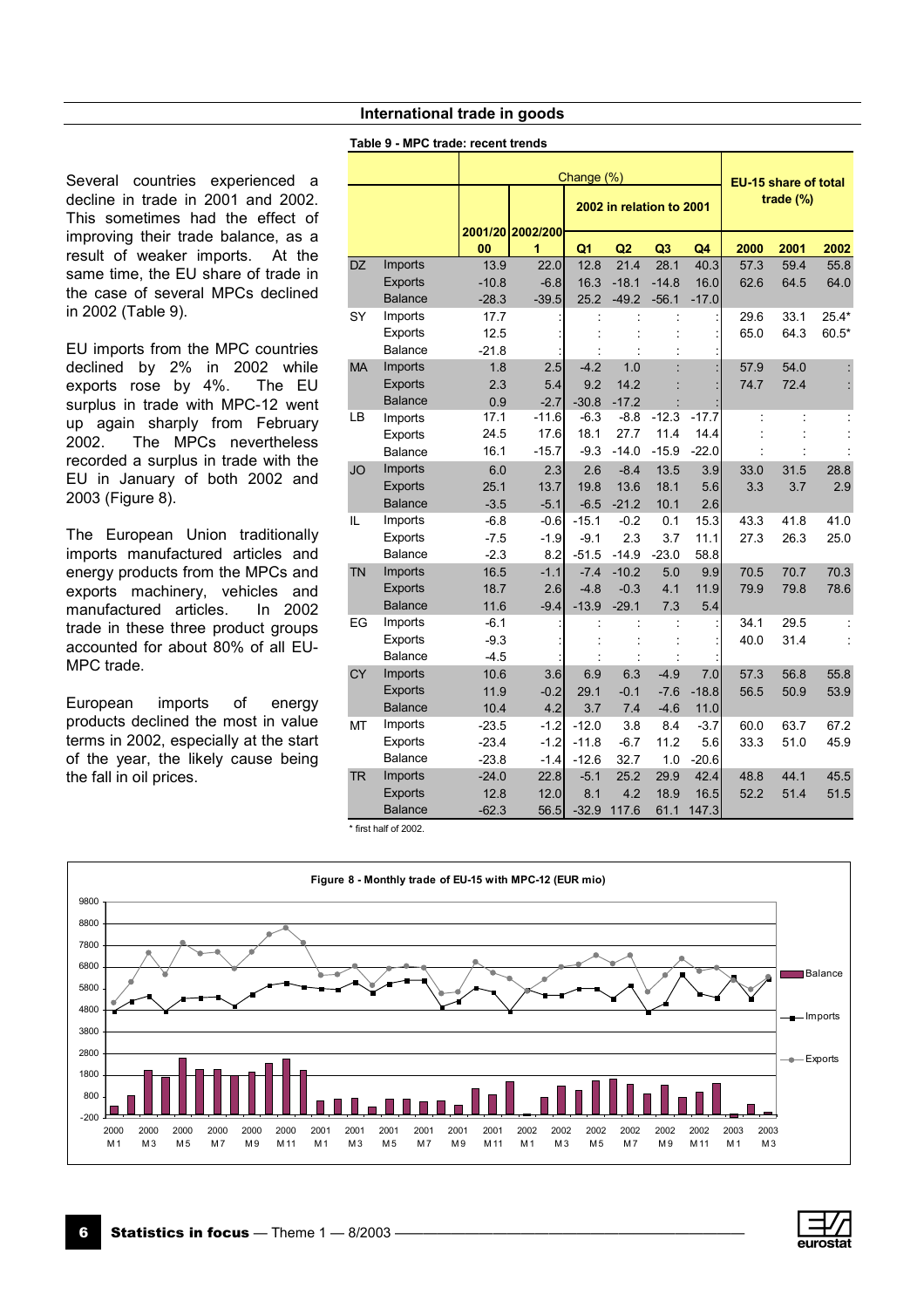## International trade in goods

Several countries experienced a decline in trade in 2001 and 2002. This sometimes had the effect of improving their trade balance, as a result of weaker imports. At the same time, the EU share of trade in the case of several MPCs declined in 2002 (Table 9).

EU imports from the MPC countries declined by 2% in 2002 while exports rose by 4%. The EU surplus in trade with MPC-12 went up again sharply from February 2002. The MPCs nevertheless recorded a surplus in trade with the EU in January of both 2002 and 2003 (Figure 8).

The European Union traditionally imports manufactured articles and energy products from the MPCs and exports machinery, vehicles and manufactured articles. In 2002 trade in these three product groups accounted for about 80% of all EU-MPC trade.

European imports of energy products declined the most in value terms in 2002, especially at the start of the year, the likely cause being the fall in oil prices.

**Table 9 - MPC trade: recent trends**

| | | Change (%) | | | | | | EU-15 share of total trade (%) | | |
|---|---|---|---|---|---|---|---|---|---|---|
| | | | | 2002 in relation to 2001 | | | | | | |
| | | 2001/2000 | 2002/2001 | Q1 | Q2 | Q3 | Q4 | 2000 | 2001 | 2002 |
| DZ | Imports | 13.9 | 22.0 | 12.8 | 21.4 | 28.1 | 40.3 | 57.3 | 59.4 | 55.8 |
| | Exports | -10.8 | -6.8 | 16.3 | -18.1 | -14.8 | 16.0 | 62.6 | 64.5 | 64.0 |
| | Balance | -28.3 | -39.5 | 25.2 | -49.2 | -56.1 | -17.0 | | | |
| SY | Imports | 17.7 | : | : | : | : | : | 29.6 | 33.1 | 25.4* |
| | Exports | 12.5 | : | : | : | : | : | 65.0 | 64.3 | 60.5* |
| | Balance | -21.8 | : | : | : | : | : | | | |
| MA | Imports | 1.8 | 2.5 | -4.2 | 1.0 | : | : | 57.9 | 54.0 | : |
| | Exports | 2.3 | 5.4 | 9.2 | 14.2 | : | : | 74.7 | 72.4 | : |
| | Balance | 0.9 | -2.7 | -30.8 | -17.2 | : | : | | | |
| LB | Imports | 17.1 | -11.6 | -6.3 | -8.8 | -12.3 | -17.7 | : | : | : |
| | Exports | 24.5 | 17.6 | 18.1 | 27.7 | 11.4 | 14.4 | : | : | : |
| | Balance | 16.1 | -15.7 | -9.3 | -14.0 | -15.9 | -22.0 | : | : | : |
| JO | Imports | 6.0 | 2.3 | 2.6 | -8.4 | 13.5 | 3.9 | 33.0 | 31.5 | 28.8 |
| | Exports | 25.1 | 13.7 | 19.8 | 13.6 | 18.1 | 5.6 | 3.3 | 3.7 | 2.9 |
| | Balance | -3.5 | -5.1 | -6.5 | -21.2 | 10.1 | 2.6 | | | |
| IL | Imports | -6.8 | -0.6 | -15.1 | -0.2 | 0.1 | 15.3 | 43.3 | 41.8 | 41.0 |
| | Exports | -7.5 | -1.9 | -9.1 | 2.3 | 3.7 | 11.1 | 27.3 | 26.3 | 25.0 |
| | Balance | -2.3 | 8.2 | -51.5 | -14.9 | -23.0 | 58.8 | | | |
| TN | Imports | 16.5 | -1.1 | -7.4 | -10.2 | 5.0 | 9.9 | 70.5 | 70.7 | 70.3 |
| | Exports | 18.7 | 2.6 | -4.8 | -0.3 | 4.1 | 11.9 | 79.9 | 79.8 | 78.6 |
| | Balance | 11.6 | -9.4 | -13.9 | -29.1 | 7.3 | 5.4 | | | |
| EG | Imports | -6.1 | : | : | : | : | : | 34.1 | 29.5 | : |
| | Exports | -9.3 | : | : | : | : | : | 40.0 | 31.4 | : |
| | Balance | -4.5 | : | : | : | : | : | | | |
| CY | Imports | 10.6 | 3.6 | 6.9 | 6.3 | -4.9 | 7.0 | 57.3 | 56.8 | 55.8 |
| | Exports | 11.9 | -0.2 | 29.1 | -0.1 | -7.6 | -18.8 | 56.5 | 50.9 | 53.9 |
| | Balance | 10.4 | 4.2 | 3.7 | 7.4 | -4.6 | 11.0 | | | |
| MT | Imports | -23.5 | -1.2 | -12.0 | 3.8 | 8.4 | -3.7 | 60.0 | 63.7 | 67.2 |
| | Exports | -23.4 | -1.2 | -11.8 | -6.7 | 11.2 | 5.6 | 33.3 | 51.0 | 45.9 |
| | Balance | -23.8 | -1.4 | -12.6 | 32.7 | 1.0 | -20.6 | | | |
| TR | Imports | -24.0 | 22.8 | -5.1 | 25.2 | 29.9 | 42.4 | 48.8 | 44.1 | 45.5 |
| | Exports | 12.8 | 12.0 | 8.1 | 4.2 | 18.9 | 16.5 | 52.2 | 51.4 | 51.5 |
| | Balance | -62.3 | 56.5 | -32.9 | 117.6 | 61.1 | 147.3 | | | |

\* first half of 2002.

**Figure 8 - Monthly trade of EU-15 with MPC-12 (EUR mio)**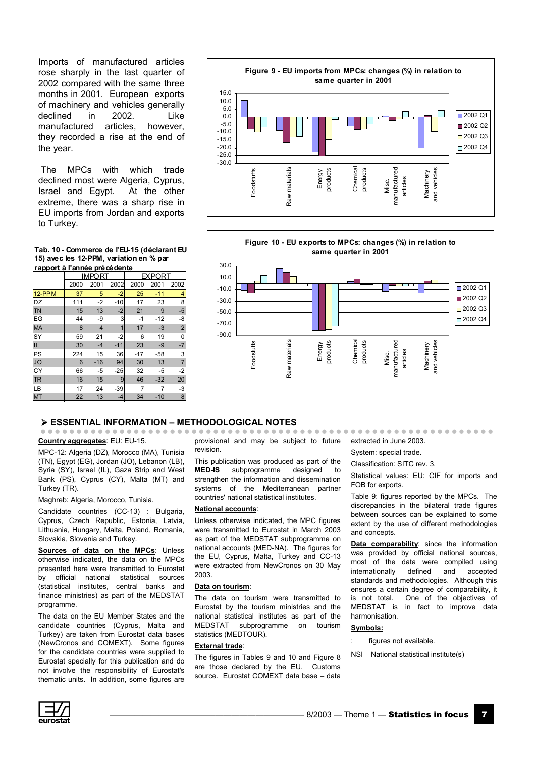Imports of manufactured articles rose sharply in the last quarter of 2002 compared with the same three months in 2001. European exports of machinery and vehicles generally declined in 2002. Like manufactured articles, however, they recorded a rise at the end of the year.

The MPCs with which trade declined most were Algeria, Cyprus, Israel and Egypt. At the other extreme, there was a sharp rise in EU imports from Jordan and exports to Turkey.

**Tab. 10 - Commerce de l'EU-15 (déclarant EU 15) avec les 12-PPM, variation en % par rapport à l'année précédente**

| | IMPORT | | | EXPORT | | |
|---|---|---|---|---|---|---|
| | 2000 | 2001 | 2002 | 2000 | 2001 | 2002 |
| 12-PPM | 37 | 5 | -2 | 25 | -11 | 4 |
| DZ | 111 | -2 | -10 | 17 | 23 | 8 |
| TN | 15 | 13 | -2 | 21 | 9 | -5 |
| EG | 44 | -9 | 3 | -1 | -12 | -8 |
| MA | 8 | 4 | 1 | 17 | -3 | 2 |
| SY | 59 | 21 | -2 | 6 | 19 | 0 |
| IL | 30 | -4 | -11 | 23 | -9 | -7 |
| PS | 224 | 15 | 36 | -17 | -58 | 3 |
| JO | 6 | -16 | 94 | 30 | 13 | 7 |
| CY | 66 | -5 | -25 | 32 | -5 | -2 |
| TR | 16 | 15 | 9 | 46 | -32 | 20 |
| LB | 17 | 24 | -39 | 7 | 7 | -3 |
| MT | 22 | 13 | -4 | 34 | -10 | 8 |

**Figure 9 - EU imports from MPCs: changes (%) in relation to same quarter in 2001**

**Figure 10 - EU exports to MPCs: changes (%) in relation to same quarter in 2001**

## ➢ ESSENTIAL INFORMATION – METHODOLOGICAL NOTES

**Country aggregates**: EU: EU-15.

MPC-12: Algeria (DZ), Morocco (MA), Tunisia (TN), Egypt (EG), Jordan (JO), Lebanon (LB), Syria (SY), Israel (IL), Gaza Strip and West Bank (PS), Cyprus (CY), Malta (MT) and Turkey (TR).

Maghreb: Algeria, Morocco, Tunisia.

Candidate countries (CC-13) : Bulgaria, Cyprus, Czech Republic, Estonia, Latvia, Lithuania, Hungary, Malta, Poland, Romania, Slovakia, Slovenia and Turkey.

**Sources of data on the MPCs**: Unless otherwise indicated, the data on the MPCs presented here were transmitted to Eurostat by official national statistical sources (statistical institutes, central banks and finance ministries) as part of the MEDSTAT programme.

The data on the EU Member States and the candidate countries (Cyprus, Malta and Turkey) are taken from Eurostat data bases (NewCronos and COMEXT). Some figures for the candidate countries were supplied to Eurostat specially for this publication and do not involve the responsibility of Eurostat's thematic units. In addition, some figures are provisional and may be subject to future revision.

This publication was produced as part of the **MED-IS** subprogramme designed to strengthen the information and dissemination systems of the Mediterranean partner countries' national statistical institutes.

**National accounts**:

Unless otherwise indicated, the MPC figures were transmitted to Eurostat in March 2003 as part of the MEDSTAT subprogramme on national accounts (MED-NA). The figures for the EU, Cyprus, Malta, Turkey and CC-13 were extracted from NewCronos on 30 May 2003.

**Data on tourism**:

The data on tourism were transmitted to Eurostat by the tourism ministries and the national statistical institutes as part of the MEDSTAT subprogramme on tourism statistics (MEDTOUR).

**External trade**:

The figures in Tables 9 and 10 and Figure 8 are those declared by the EU. Customs source. Eurostat COMEXT data base – data extracted in June 2003.

System: special trade.

Classification: SITC rev. 3.

Statistical values: EU: CIF for imports and FOB for exports.

Table 9: figures reported by the MPCs. The discrepancies in the bilateral trade figures between sources can be explained to some extent by the use of different methodologies and concepts.

**Data comparability**: since the information was provided by official national sources, most of the data were compiled using internationally defined and accepted standards and methodologies. Although this ensures a certain degree of comparability, it is not total. One of the objectives of MEDSTAT is in fact to improve data harmonisation.

**Symbols:**

: figures not available.

NSI National statistical institute(s)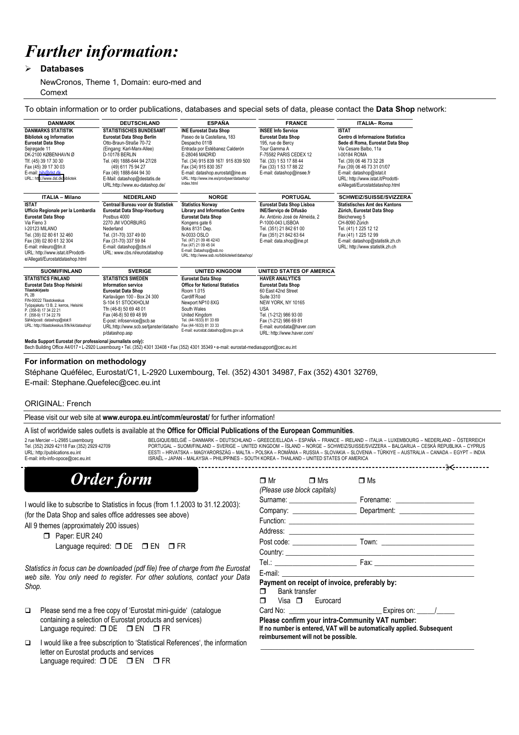# *Further information:*

- **Databases**

  NewCronos, Theme 1, Domain: euro-med and Comext

To obtain information or to order publications, databases and special sets of data, please contact the **Data Shop** network:

| DANMARK | DEUTSCHLAND | ESPAÑA | FRANCE | ITALIA– Roma |
|---|---|---|---|---|
| **DANMARKS STATISTIK**<br>**Bibliotek og Information**<br>**Eurostat Data Shop**<br>Sejrøgade 11<br>DK-2100 KØBENHAVN Ø<br>Tlf. (45) 39 17 30 30<br>Fax (45) 39 17 30 03<br>E-mail: bib@dst.dk<br>URL: http://www.dst.dk/bibliotek | **STATISTISCHES BUNDESAMT**<br>**Eurostat Data Shop Berlin**<br>Otto-Braun-Straße 70-72<br>(Eingang: Karl-Marx-Allee)<br>D-10178 BERLIN<br>Tel. (49) 1888-644 94 27/28<br>(49) 611 75 94 27<br>Fax (49) 1888-644 94 30<br>E-Mail: datashop@destatis.de<br>URL:http://www.eu-datashop.de/ | **INE Eurostat Data Shop**<br>Paseo de la Castellana, 183<br>Despacho 011B<br>Entrada por Estébanez Calderón<br>E-28046 MADRID<br>Tel. (34) 915 839 167/ 915 839 500<br>Fax (34) 915 830 357<br>E-mail: datashop.eurostat@ine.es<br>URL: http://www.ine.es/prodyser/datashop/index.html | **INSEE Info Service**<br>**Eurostat Data Shop**<br>195, rue de Bercy<br>Tour Gamma A<br>F-75582 PARIS CEDEX 12<br>Tél. (33) 1 53 17 88 44<br>Fax (33) 1 53 17 88 22<br>E-mail: datashop@insee.fr | **ISTAT**<br>**Centro di Informazione Statistica**<br>**Sede di Roma, Eurostat Data Shop**<br>Via Cesare Balbo, 11a<br>I-00184 ROMA<br>Tel. (39) 06 46 73 32 28<br>Fax (39) 06 46 73 31 01/07<br>E-mail: datashop@istat.it<br>URL: http://www.istat.it/Prodotti-e/Allegati/Eurostatdatashop.html |
| **ITALIA – Milano** | **NEDERLAND** | **NORGE** | **PORTUGAL** | **SCHWEIZ/SUISSE/SVIZZERA** |
| **ISTAT**<br>**Ufficio Regionale per la Lombardia**<br>**Eurostat Data Shop**<br>Via Fieno 3<br>I-20123 MILANO<br>Tel. (39) 02 80 61 32 460<br>Fax (39) 02 80 61 32 304<br>E-mail: mileuro@tin.it<br>URL: http://www.istat.it/Prodotti-e/Allegati/Eurostatdatashop.html | **Centraal Bureau voor de Statistiek**<br>**Eurostat Data Shop-Voorburg**<br>Postbus 4000<br>2270 JM VOORBURG<br>Nederland<br>Tel. (31-70) 337 49 00<br>Fax (31-70) 337 59 84<br>E-mail: datashop@cbs.nl<br>URL: www.cbs.nl/eurodatashop | **Statistics Norway**<br>**Library and Information Centre**<br>**Eurostat Data Shop**<br>Kongens gate 6<br>Boks 8131 Dep.<br>N-0033 OSLO<br>Tel. (47) 21 09 46 42/43<br>Fax (47) 21 09 45 04<br>E-mail: Datashop@ssb.no<br>URL: http://www.ssb.no/biblioteket/datashop/ | **Eurostat Data Shop Lisboa**<br>**INE/Serviço de Difusão**<br>Av. António José de Almeida, 2<br>P-1000-043 LISBOA<br>Tel. (351) 21 842 61 00<br>Fax (351) 21 842 63 64<br>E-mail: data.shop@ine.pt | **Statistisches Amt des Kantons Zürich, Eurostat Data Shop**<br>Bleicherweg 5<br>CH-8090 Zürich<br>Tel. (41) 1 225 12 12<br>Fax (41) 1 225 12 99<br>E-mail: datashop@statistik.zh.ch<br>URL: http://www.statistik.zh.ch |
| **SUOMI/FINLAND** | **SVERIGE** | **UNITED KINGDOM** | **UNITED STATES OF AMERICA** | |
| **STATISTICS FINLAND**<br>**Eurostat Data Shop Helsinki**<br>**Tilastokirjasto**<br>PL 2B<br>FIN-00022 Tilastokeskus<br>Työpajakatu 13 B, 2. kerros, Helsinki<br>P. (358-9) 17 34 22 21<br>F. (358-9) 17 34 22 79<br>Sähköposti: datashop@stat.fi<br>URL: http://tilastokeskus.fi/tk/kk/datashop/ | **STATISTICS SWEDEN**<br>**Information service**<br>**Eurostat Data Shop**<br>Karlavägen 100 - Box 24 300<br>S-104 51 STOCKHOLM<br>Tfn (46-8) 50 69 48 01<br>Fax (46-8) 50 69 48 99<br>E-post: infoservice@scb.se<br>URL:http://www.scb.se/tjanster/datashop/datashop.asp | **Eurostat Data Shop**<br>**Office for National Statistics**<br>Room 1.015<br>Cardiff Road<br>Newport NP10 8XG<br>South Wales<br>United Kingdom<br>Tel. (44-1633) 81 33 69<br>Fax (44-1633) 81 33 33<br>E-mail: eurostat.datashop@ons.gov.uk | **HAVER ANALYTICS**<br>**Eurostat Data Shop**<br>60 East 42nd Street<br>Suite 3310<br>NEW YORK, NY 10165<br>USA<br>Tel. (1-212) 986 93 00<br>Fax (1-212) 986 69 81<br>E-mail: eurodata@haver.com<br>URL: http://www.haver.com/ | |

**Media Support Eurostat (for professional journalists only):**
Bech Building Office A4/017 • L-2920 Luxembourg • Tel. (352) 4301 33408 • Fax (352) 4301 35349 • e-mail: eurostat-mediasupport@cec.eu.int

### For information on methodology

Stéphane Quéfélec, Eurostat/C1, L-2920 Luxembourg, Tel. (352) 4301 34987, Fax (352) 4301 32769, E-mail: Stephane.Quefelec@cec.eu.int

ORIGINAL: French

Please visit our web site at **www.europa.eu.int/comm/eurostat/** for further information!

A list of worldwide sales outlets is available at the **Office for Official Publications of the European Communities**.

2 rue Mercier – L-2985 Luxembourg
Tel. (352) 2929 42118 Fax (352) 2929 42709
URL: http://publications.eu.int
E-mail: info-info-opoce@cec.eu.int

BELGIQUE/BELGIË – DANMARK – DEUTSCHLAND – GREECE/ELLADA – ESPAÑA – FRANCE – IRELAND – ITALIA – LUXEMBOURG – NEDERLAND – ÖSTERREICH PORTUGAL – SUOMI/FINLAND – SVERIGE – UNITED KINGDOM – ÍSLAND – NORGE – SCHWEIZ/SUISSE/SVIZZERA – BALGARIJA – CESKÁ REPUBLIKA – CYPRUS EESTI – HRVATSKA – MAGYARORSZÁG – MALTA – POLSKA – ROMÂNIA – RUSSIA – SLOVAKIA – SLOVENIA – TÜRKIYE – AUSTRALIA – CANADA – EGYPT – INDIA ISRAËL – JAPAN – MALAYSIA – PHILIPPINES – SOUTH KOREA – THAILAND – UNITED STATES OF AMERICA

## *Order form*

I would like to subscribe to Statistics in focus (from 1.1.2003 to 31.12.2003):
(for the Data Shop and sales office addresses see above)

All 9 themes (approximately 200 issues)

- ☐ Paper: EUR 240

  Language required: ☐ DE ☐ EN ☐ FR

*Statistics in focus can be downloaded (pdf file) free of charge from the Eurostat web site. You only need to register. For other solutions, contact your Data Shop.*

- ☐ Please send me a free copy of 'Eurostat mini-guide' (catalogue containing a selection of Eurostat products and services)
  Language required: ☐ DE ☐ EN ☐ FR
- ☐ I would like a free subscription to 'Statistical References', the information letter on Eurostat products and services
  Language required: ☐ DE ☐ EN ☐ FR

☐ Mr ☐ Mrs ☐ Ms
*(Please use block capitals)*

Surname: ____________________ Forename: ____________________

Company: ____________________ Department: ____________________

Function: ____________________

Address: ____________________

Post code: ____________________ Town: ____________________

Country: ____________________

Tel.: ____________________ Fax: ____________________

E-mail: ____________________

**Payment on receipt of invoice, preferably by:**

- ☐ Bank transfer
- ☐ Visa ☐ Eurocard

Card No: ____________________ Expires on: _____/_____

**Please confirm your intra-Community VAT number:**
**If no number is entered, VAT will be automatically applied. Subsequent reimbursement will not be possible.**

____________________